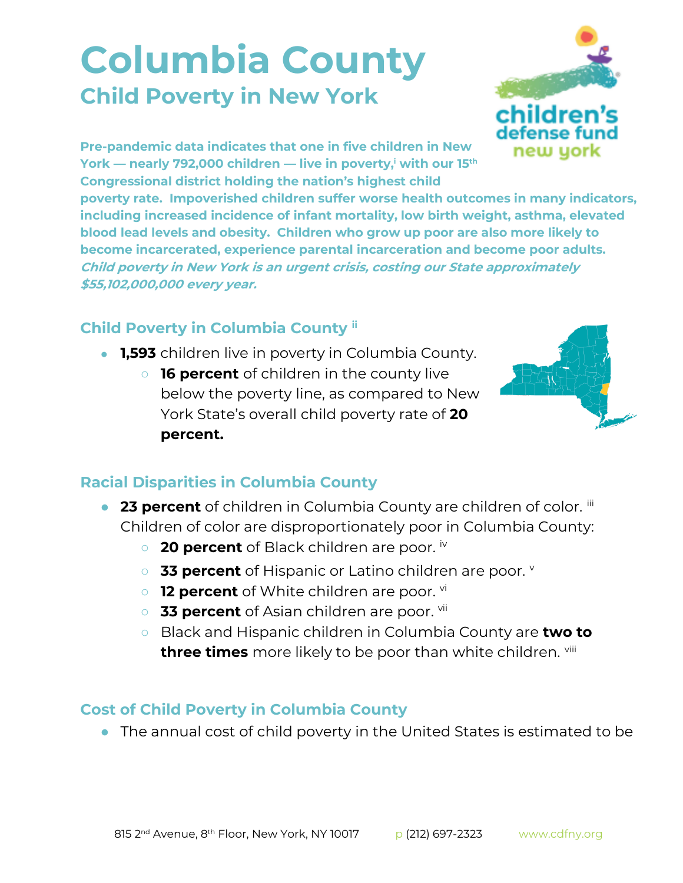# Columbia County

## Child Poverty in New York

**Pre-pandemic data indicates that one in five children in New York — nearly 792,000 children — live in poverty,[i] with our 15th Congressional district holding the nation's highest child poverty rate. Impoverished children suffer worse health outcomes in many indicators, including increased incidence of infant mortality, low birth weight, asthma, elevated blood lead levels and obesity. Children who grow up poor are also more likely to become incarcerated, experience parental incarceration and become poor adults.** ***Child poverty in New York is an urgent crisis, costing our State approximately $55,102,000,000 every year.***

### Child Poverty in Columbia County [ii]

- **1,593** children live in poverty in Columbia County.
  - **16 percent** of children in the county live below the poverty line, as compared to New York State's overall child poverty rate of **20 percent.**

### Racial Disparities in Columbia County

- **23 percent** of children in Columbia County are children of color. [iii] Children of color are disproportionately poor in Columbia County:
  - **20 percent** of Black children are poor. [iv]
  - **33 percent** of Hispanic or Latino children are poor. [v]
  - **12 percent** of White children are poor. [vi]
  - **33 percent** of Asian children are poor. [vii]
  - Black and Hispanic children in Columbia County are **two to three times** more likely to be poor than white children. [viii]

### Cost of Child Poverty in Columbia County

- The annual cost of child poverty in the United States is estimated to be

815 2nd Avenue, 8th Floor, New York, NY 10017 p (212) 697-2323 www.cdfny.org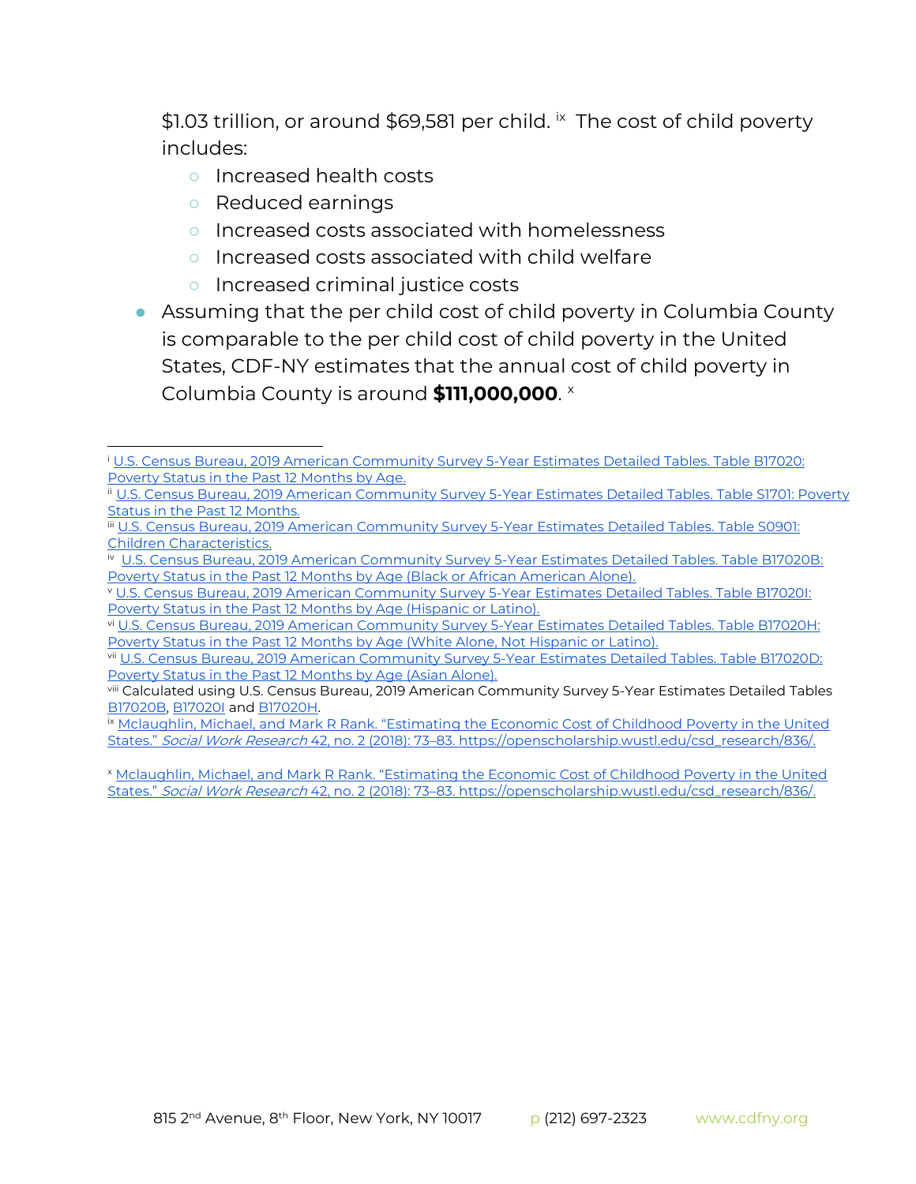$1.03 trillion, or around $69,581 per child. [ix] The cost of child poverty includes:

  - Increased health costs
  - Reduced earnings
  - Increased costs associated with homelessness
  - Increased costs associated with child welfare
  - Increased criminal justice costs

- Assuming that the per child cost of child poverty in Columbia County is comparable to the per child cost of child poverty in the United States, CDF-NY estimates that the annual cost of child poverty in Columbia County is around **$111,000,000**. [x]

---

[i] U.S. Census Bureau, 2019 American Community Survey 5-Year Estimates Detailed Tables. Table B17020: Poverty Status in the Past 12 Months by Age.

[ii] U.S. Census Bureau, 2019 American Community Survey 5-Year Estimates Detailed Tables. Table S1701: Poverty Status in the Past 12 Months.

[iii] U.S. Census Bureau, 2019 American Community Survey 5-Year Estimates Detailed Tables. Table S0901: Children Characteristics.

[iv] U.S. Census Bureau, 2019 American Community Survey 5-Year Estimates Detailed Tables. Table B17020B: Poverty Status in the Past 12 Months by Age (Black or African American Alone).

[v] U.S. Census Bureau, 2019 American Community Survey 5-Year Estimates Detailed Tables. Table B17020I: Poverty Status in the Past 12 Months by Age (Hispanic or Latino).

[vi] U.S. Census Bureau, 2019 American Community Survey 5-Year Estimates Detailed Tables. Table B17020H: Poverty Status in the Past 12 Months by Age (White Alone, Not Hispanic or Latino).

[vii] U.S. Census Bureau, 2019 American Community Survey 5-Year Estimates Detailed Tables. Table B17020D: Poverty Status in the Past 12 Months by Age (Asian Alone).

[viii] Calculated using U.S. Census Bureau, 2019 American Community Survey 5-Year Estimates Detailed Tables B17020B, B17020I and B17020H.

[ix] Mclaughlin, Michael, and Mark R Rank. "Estimating the Economic Cost of Childhood Poverty in the United States." *Social Work Research* 42, no. 2 (2018): 73–83. https://openscholarship.wustl.edu/csd_research/836/.

[x] Mclaughlin, Michael, and Mark R Rank. "Estimating the Economic Cost of Childhood Poverty in the United States." *Social Work Research* 42, no. 2 (2018): 73–83. https://openscholarship.wustl.edu/csd_research/836/.

815 2nd Avenue, 8th Floor, New York, NY 10017 p (212) 697-2323 www.cdfny.org